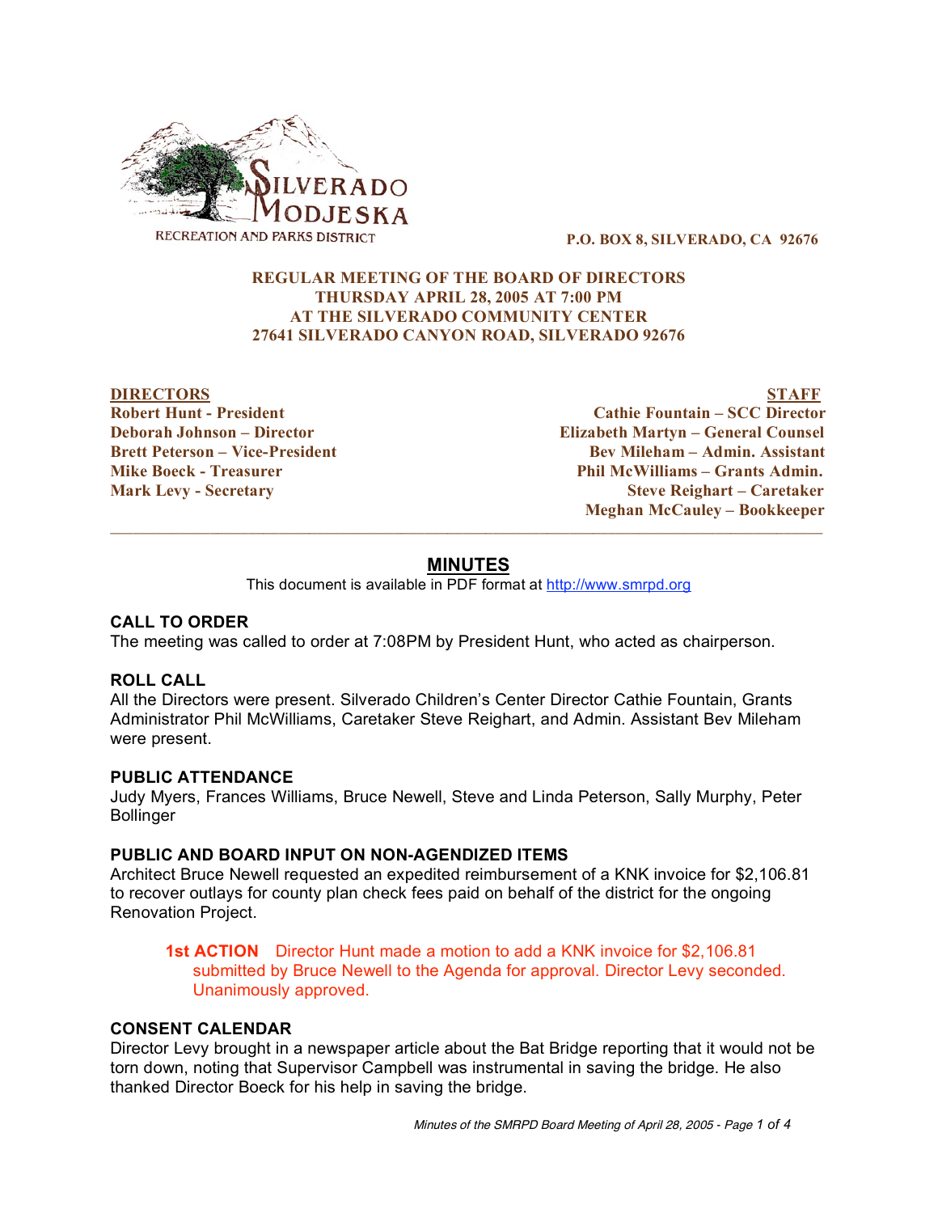SILVERADO MODJESKA

RECREATION AND PARKS DISTRICT

**P.O. BOX 8, SILVERADO, CA 92676**

**REGULAR MEETING OF THE BOARD OF DIRECTORS**
**THURSDAY APRIL 28, 2005 AT 7:00 PM**
**AT THE SILVERADO COMMUNITY CENTER**
**27641 SILVERADO CANYON ROAD, SILVERADO 92676**

| DIRECTORS | STAFF |
|---|---|
| Robert Hunt - President | Cathie Fountain – SCC Director |
| Deborah Johnson – Director | Elizabeth Martyn – General Counsel |
| Brett Peterson – Vice-President | Bev Mileham – Admin. Assistant |
| Mike Boeck - Treasurer | Phil McWilliams – Grants Admin. |
| Mark Levy - Secretary | Steve Reighart – Caretaker |
| | Meghan McCauley – Bookkeeper |

---

# MINUTES

This document is available in PDF format at http://www.smrpd.org

## CALL TO ORDER

The meeting was called to order at 7:08PM by President Hunt, who acted as chairperson.

## ROLL CALL

All the Directors were present. Silverado Children's Center Director Cathie Fountain, Grants Administrator Phil McWilliams, Caretaker Steve Reighart, and Admin. Assistant Bev Mileham were present.

## PUBLIC ATTENDANCE

Judy Myers, Frances Williams, Bruce Newell, Steve and Linda Peterson, Sally Murphy, Peter Bollinger

## PUBLIC AND BOARD INPUT ON NON-AGENDIZED ITEMS

Architect Bruce Newell requested an expedited reimbursement of a KNK invoice for $2,106.81 to recover outlays for county plan check fees paid on behalf of the district for the ongoing Renovation Project.

> **1st ACTION** Director Hunt made a motion to add a KNK invoice for $2,106.81 submitted by Bruce Newell to the Agenda for approval. Director Levy seconded. Unanimously approved.

## CONSENT CALENDAR

Director Levy brought in a newspaper article about the Bat Bridge reporting that it would not be torn down, noting that Supervisor Campbell was instrumental in saving the bridge. He also thanked Director Boeck for his help in saving the bridge.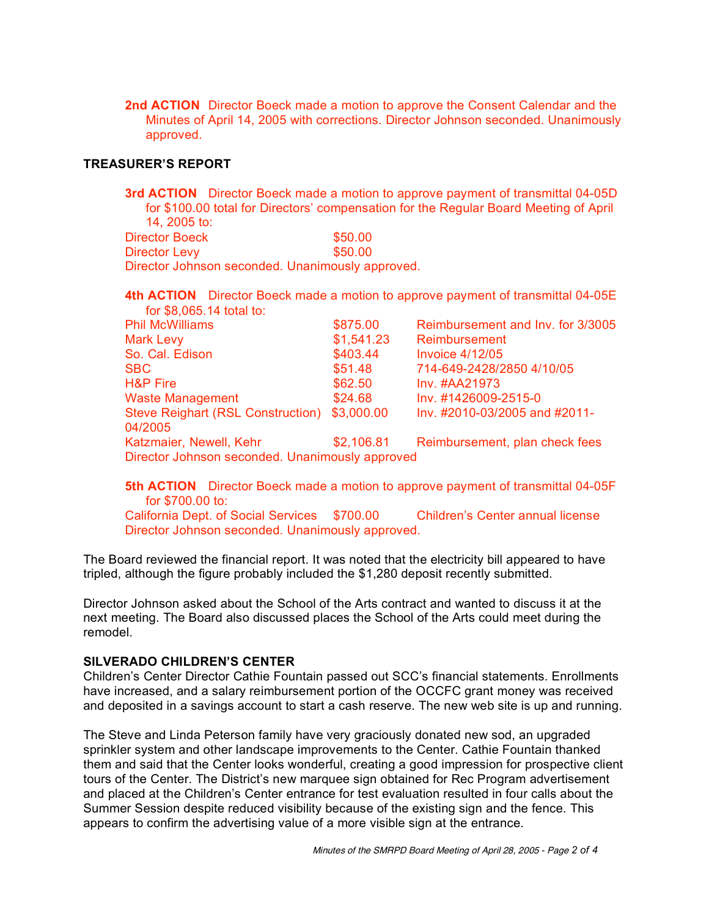**2nd ACTION** Director Boeck made a motion to approve the Consent Calendar and the Minutes of April 14, 2005 with corrections. Director Johnson seconded. Unanimously approved.

## TREASURER'S REPORT

**3rd ACTION** Director Boeck made a motion to approve payment of transmittal 04-05D for $100.00 total for Directors' compensation for the Regular Board Meeting of April 14, 2005 to:

| | |
|---|---|
| Director Boeck | $50.00 |
| Director Levy | $50.00 |

Director Johnson seconded. Unanimously approved.

**4th ACTION** Director Boeck made a motion to approve payment of transmittal 04-05E for $8,065.14 total to:

| | | |
|---|---|---|
| Phil McWilliams | $875.00 | Reimbursement and Inv. for 3/3005 |
| Mark Levy | $1,541.23 | Reimbursement |
| So. Cal. Edison | $403.44 | Invoice 4/12/05 |
| SBC | $51.48 | 714-649-2428/2850 4/10/05 |
| H&P Fire | $62.50 | Inv. #AA21973 |
| Waste Management | $24.68 | Inv. #1426009-2515-0 |
| Steve Reighart (RSL Construction) | $3,000.00 | Inv. #2010-03/2005 and #2011-04/2005 |
| Katzmaier, Newell, Kehr | $2,106.81 | Reimbursement, plan check fees |

Director Johnson seconded. Unanimously approved

**5th ACTION** Director Boeck made a motion to approve payment of transmittal 04-05F for $700.00 to:

| | | |
|---|---|---|
| California Dept. of Social Services | $700.00 | Children's Center annual license |

Director Johnson seconded. Unanimously approved.

The Board reviewed the financial report. It was noted that the electricity bill appeared to have tripled, although the figure probably included the $1,280 deposit recently submitted.

Director Johnson asked about the School of the Arts contract and wanted to discuss it at the next meeting. The Board also discussed places the School of the Arts could meet during the remodel.

## SILVERADO CHILDREN'S CENTER

Children's Center Director Cathie Fountain passed out SCC's financial statements. Enrollments have increased, and a salary reimbursement portion of the OCCFC grant money was received and deposited in a savings account to start a cash reserve. The new web site is up and running.

The Steve and Linda Peterson family have very graciously donated new sod, an upgraded sprinkler system and other landscape improvements to the Center. Cathie Fountain thanked them and said that the Center looks wonderful, creating a good impression for prospective client tours of the Center. The District's new marquee sign obtained for Rec Program advertisement and placed at the Children's Center entrance for test evaluation resulted in four calls about the Summer Session despite reduced visibility because of the existing sign and the fence. This appears to confirm the advertising value of a more visible sign at the entrance.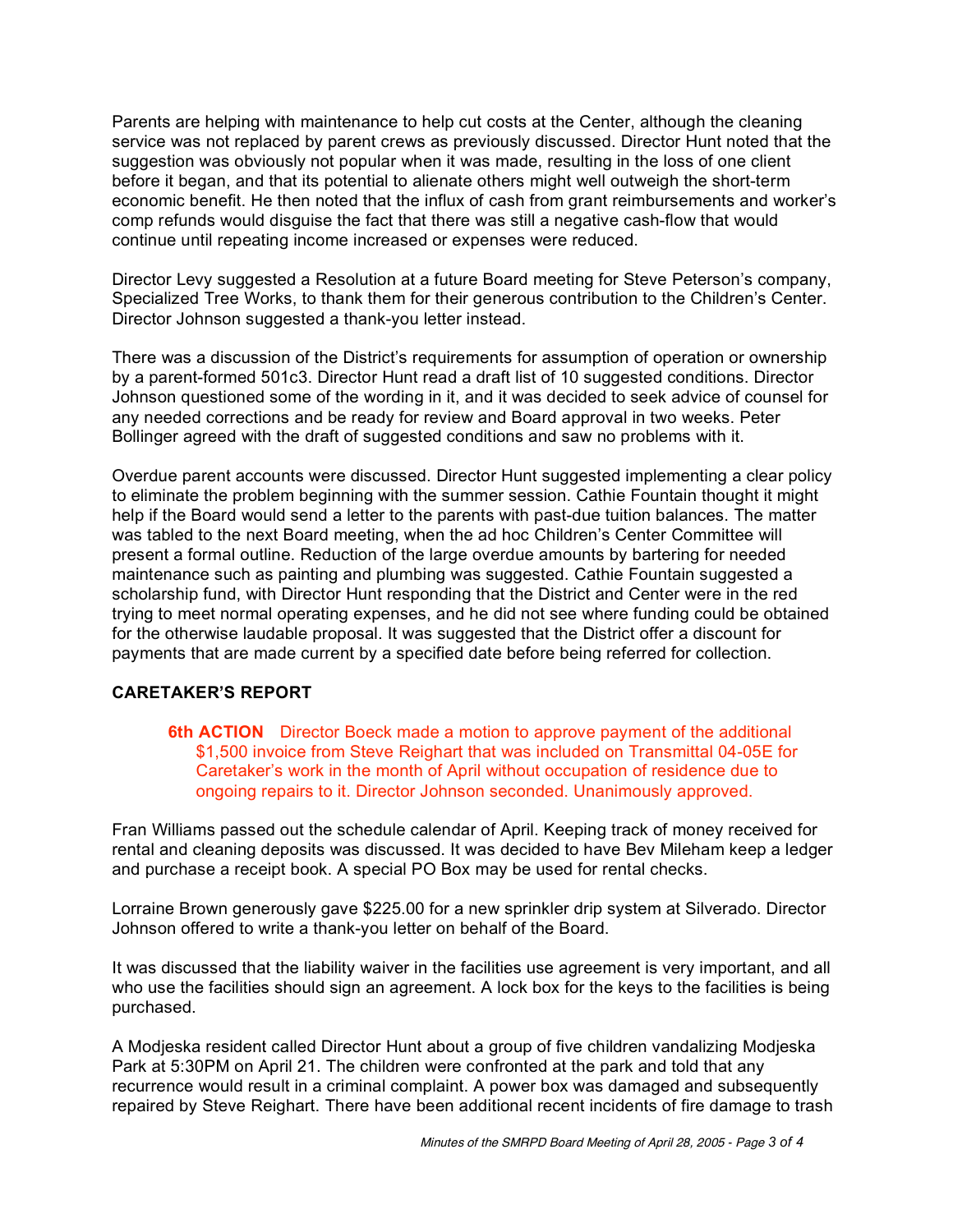Parents are helping with maintenance to help cut costs at the Center, although the cleaning service was not replaced by parent crews as previously discussed. Director Hunt noted that the suggestion was obviously not popular when it was made, resulting in the loss of one client before it began, and that its potential to alienate others might well outweigh the short-term economic benefit. He then noted that the influx of cash from grant reimbursements and worker's comp refunds would disguise the fact that there was still a negative cash-flow that would continue until repeating income increased or expenses were reduced.

Director Levy suggested a Resolution at a future Board meeting for Steve Peterson's company, Specialized Tree Works, to thank them for their generous contribution to the Children's Center. Director Johnson suggested a thank-you letter instead.

There was a discussion of the District's requirements for assumption of operation or ownership by a parent-formed 501c3. Director Hunt read a draft list of 10 suggested conditions. Director Johnson questioned some of the wording in it, and it was decided to seek advice of counsel for any needed corrections and be ready for review and Board approval in two weeks. Peter Bollinger agreed with the draft of suggested conditions and saw no problems with it.

Overdue parent accounts were discussed. Director Hunt suggested implementing a clear policy to eliminate the problem beginning with the summer session. Cathie Fountain thought it might help if the Board would send a letter to the parents with past-due tuition balances. The matter was tabled to the next Board meeting, when the ad hoc Children's Center Committee will present a formal outline. Reduction of the large overdue amounts by bartering for needed maintenance such as painting and plumbing was suggested. Cathie Fountain suggested a scholarship fund, with Director Hunt responding that the District and Center were in the red trying to meet normal operating expenses, and he did not see where funding could be obtained for the otherwise laudable proposal. It was suggested that the District offer a discount for payments that are made current by a specified date before being referred for collection.

## CARETAKER'S REPORT

> **6th ACTION** Director Boeck made a motion to approve payment of the additional $1,500 invoice from Steve Reighart that was included on Transmittal 04-05E for Caretaker's work in the month of April without occupation of residence due to ongoing repairs to it. Director Johnson seconded. Unanimously approved.

Fran Williams passed out the schedule calendar of April. Keeping track of money received for rental and cleaning deposits was discussed. It was decided to have Bev Mileham keep a ledger and purchase a receipt book. A special PO Box may be used for rental checks.

Lorraine Brown generously gave $225.00 for a new sprinkler drip system at Silverado. Director Johnson offered to write a thank-you letter on behalf of the Board.

It was discussed that the liability waiver in the facilities use agreement is very important, and all who use the facilities should sign an agreement. A lock box for the keys to the facilities is being purchased.

A Modjeska resident called Director Hunt about a group of five children vandalizing Modjeska Park at 5:30PM on April 21. The children were confronted at the park and told that any recurrence would result in a criminal complaint. A power box was damaged and subsequently repaired by Steve Reighart. There have been additional recent incidents of fire damage to trash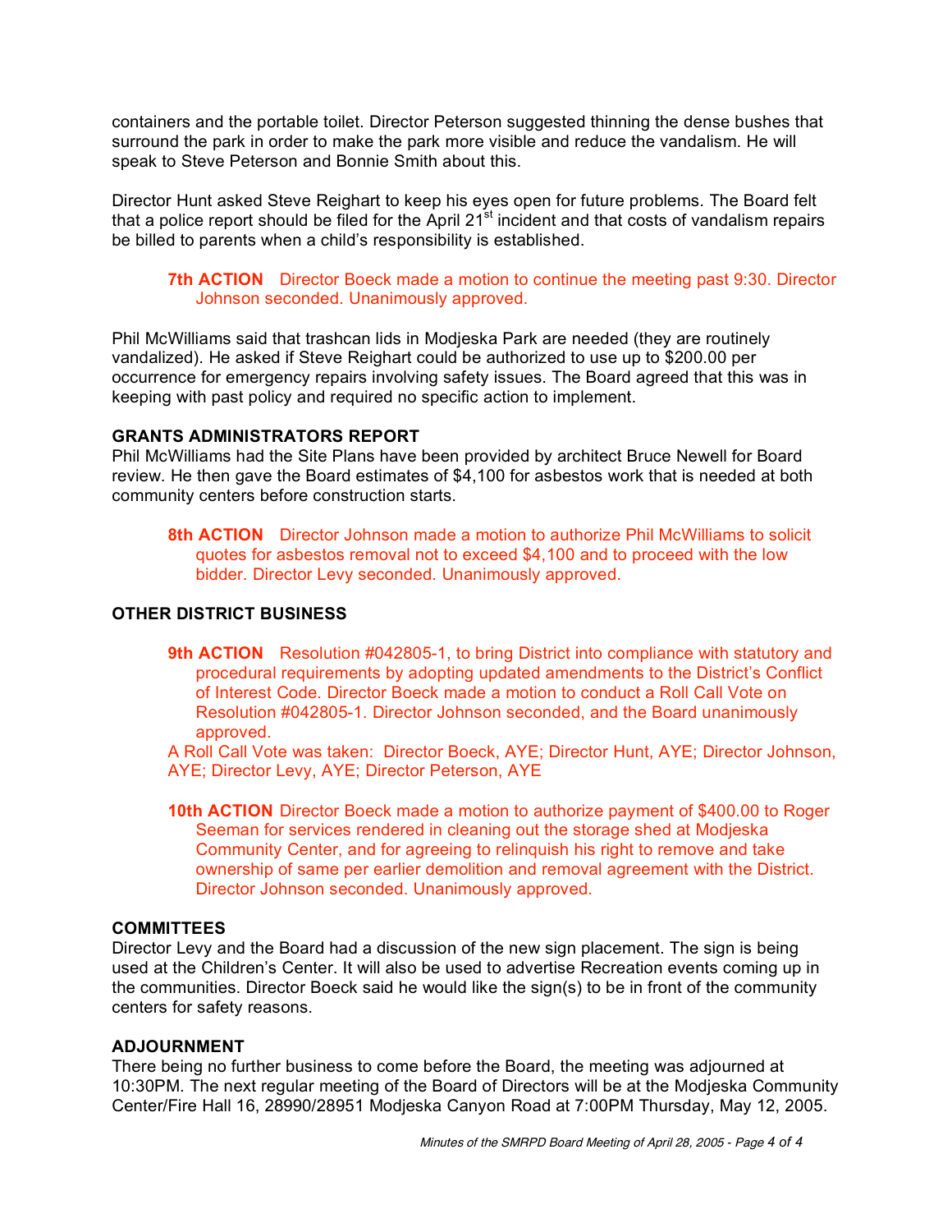containers and the portable toilet. Director Peterson suggested thinning the dense bushes that surround the park in order to make the park more visible and reduce the vandalism. He will speak to Steve Peterson and Bonnie Smith about this.

Director Hunt asked Steve Reighart to keep his eyes open for future problems. The Board felt that a police report should be filed for the April 21st incident and that costs of vandalism repairs be billed to parents when a child's responsibility is established.

> **7th ACTION** Director Boeck made a motion to continue the meeting past 9:30. Director Johnson seconded. Unanimously approved.

Phil McWilliams said that trashcan lids in Modjeska Park are needed (they are routinely vandalized). He asked if Steve Reighart could be authorized to use up to $200.00 per occurrence for emergency repairs involving safety issues. The Board agreed that this was in keeping with past policy and required no specific action to implement.

**GRANTS ADMINISTRATORS REPORT**

Phil McWilliams had the Site Plans have been provided by architect Bruce Newell for Board review. He then gave the Board estimates of $4,100 for asbestos work that is needed at both community centers before construction starts.

> **8th ACTION** Director Johnson made a motion to authorize Phil McWilliams to solicit quotes for asbestos removal not to exceed $4,100 and to proceed with the low bidder. Director Levy seconded. Unanimously approved.

**OTHER DISTRICT BUSINESS**

> **9th ACTION** Resolution #042805-1, to bring District into compliance with statutory and procedural requirements by adopting updated amendments to the District's Conflict of Interest Code. Director Boeck made a motion to conduct a Roll Call Vote on Resolution #042805-1. Director Johnson seconded, and the Board unanimously approved.
>
> A Roll Call Vote was taken: Director Boeck, AYE; Director Hunt, AYE; Director Johnson, AYE; Director Levy, AYE; Director Peterson, AYE

> **10th ACTION** Director Boeck made a motion to authorize payment of $400.00 to Roger Seeman for services rendered in cleaning out the storage shed at Modjeska Community Center, and for agreeing to relinquish his right to remove and take ownership of same per earlier demolition and removal agreement with the District. Director Johnson seconded. Unanimously approved.

**COMMITTEES**

Director Levy and the Board had a discussion of the new sign placement. The sign is being used at the Children's Center. It will also be used to advertise Recreation events coming up in the communities. Director Boeck said he would like the sign(s) to be in front of the community centers for safety reasons.

**ADJOURNMENT**

There being no further business to come before the Board, the meeting was adjourned at 10:30PM. The next regular meeting of the Board of Directors will be at the Modjeska Community Center/Fire Hall 16, 28990/28951 Modjeska Canyon Road at 7:00PM Thursday, May 12, 2005.